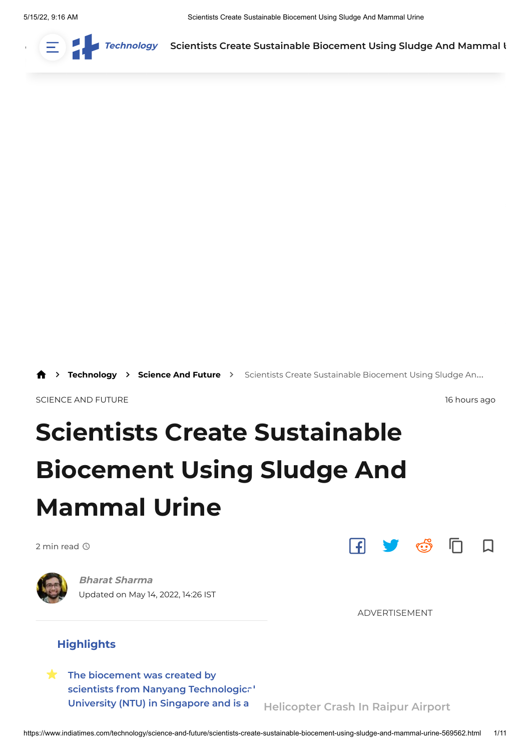Technology > Science And Future > Scientists Create Sustainable Biocement Using Sludge An...

SCIENCE AND FUTURE

16 hours ago

# Scientists Create Sustainable Biocement Using Sludge And Mammal Urine

2 min read

*Bharat Sharma*
Updated on May 14, 2022, 14:26 IST

ADVERTISEMENT

## Highlights

- The biocement was created by scientists from Nanyang Technological University (NTU) in Singapore and is a

Helicopter Crash In Raipur Airport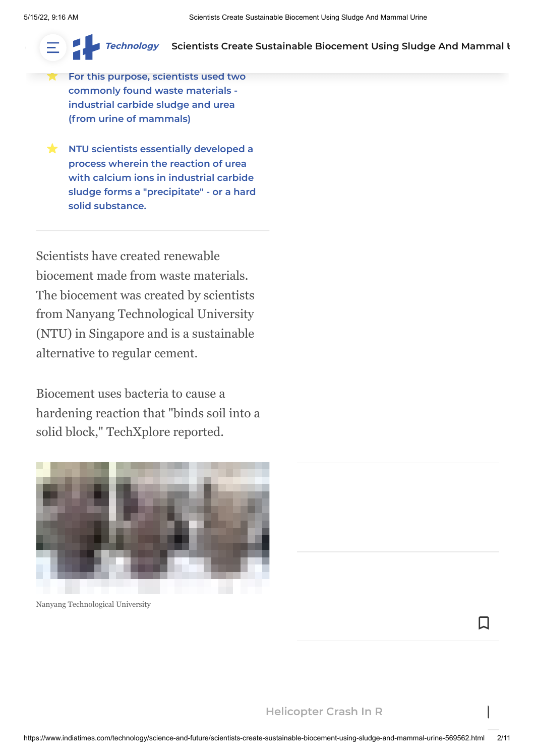- For this purpose, scientists used two commonly found waste materials - industrial carbide sludge and urea (from urine of mammals)

- NTU scientists essentially developed a process wherein the reaction of urea with calcium ions in industrial carbide sludge forms a "precipitate" - or a hard solid substance.

Scientists have created renewable biocement made from waste materials. The biocement was created by scientists from Nanyang Technological University (NTU) in Singapore and is a sustainable alternative to regular cement.

Biocement uses bacteria to cause a hardening reaction that "binds soil into a solid block," TechXplore reported.

Nanyang Technological University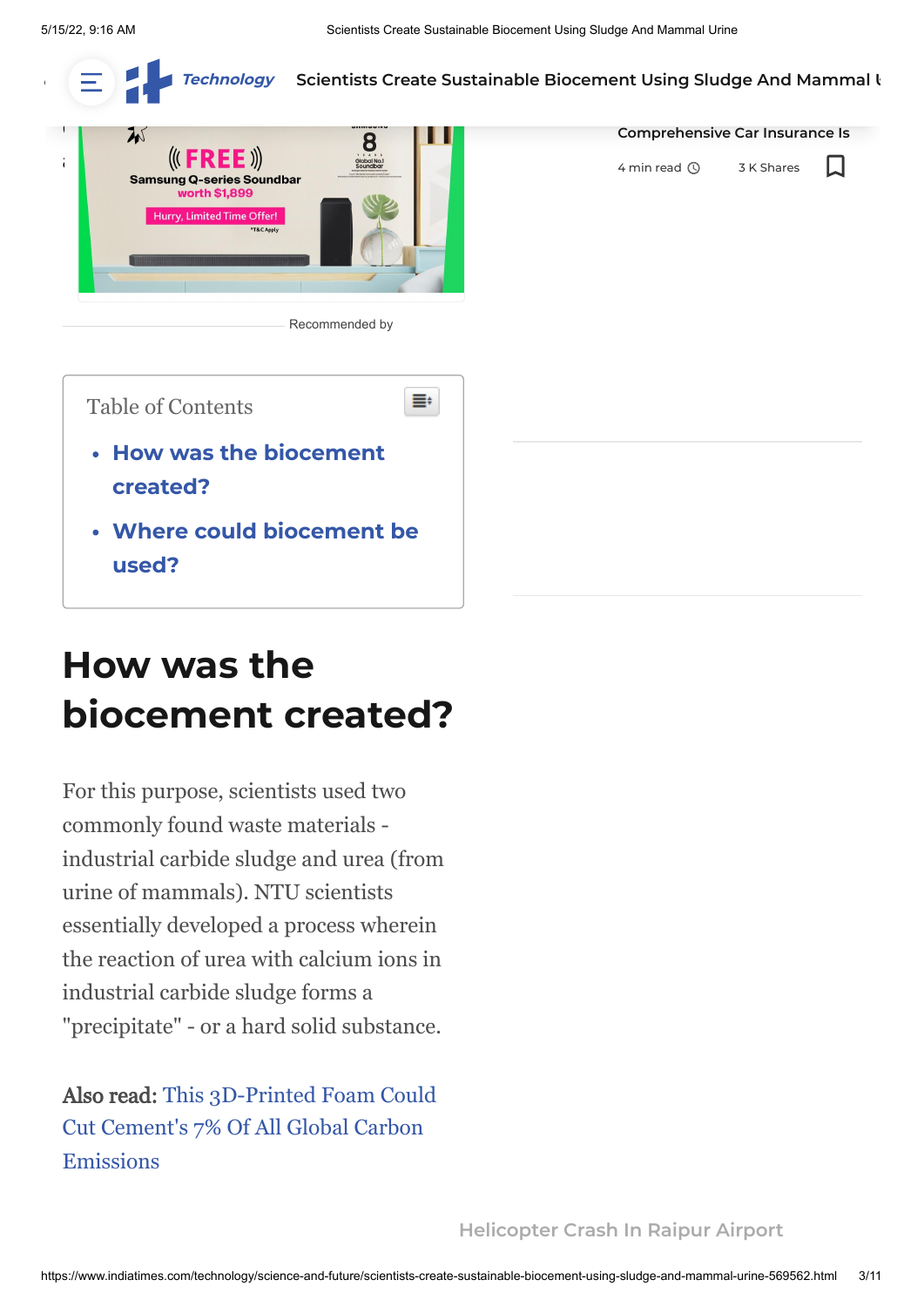Table of Contents

- How was the biocement created?
- Where could biocement be used?

## How was the biocement created?

For this purpose, scientists used two commonly found waste materials - industrial carbide sludge and urea (from urine of mammals). NTU scientists essentially developed a process wherein the reaction of urea with calcium ions in industrial carbide sludge forms a "precipitate" - or a hard solid substance.

**Also read:** This 3D-Printed Foam Could Cut Cement's 7% Of All Global Carbon Emissions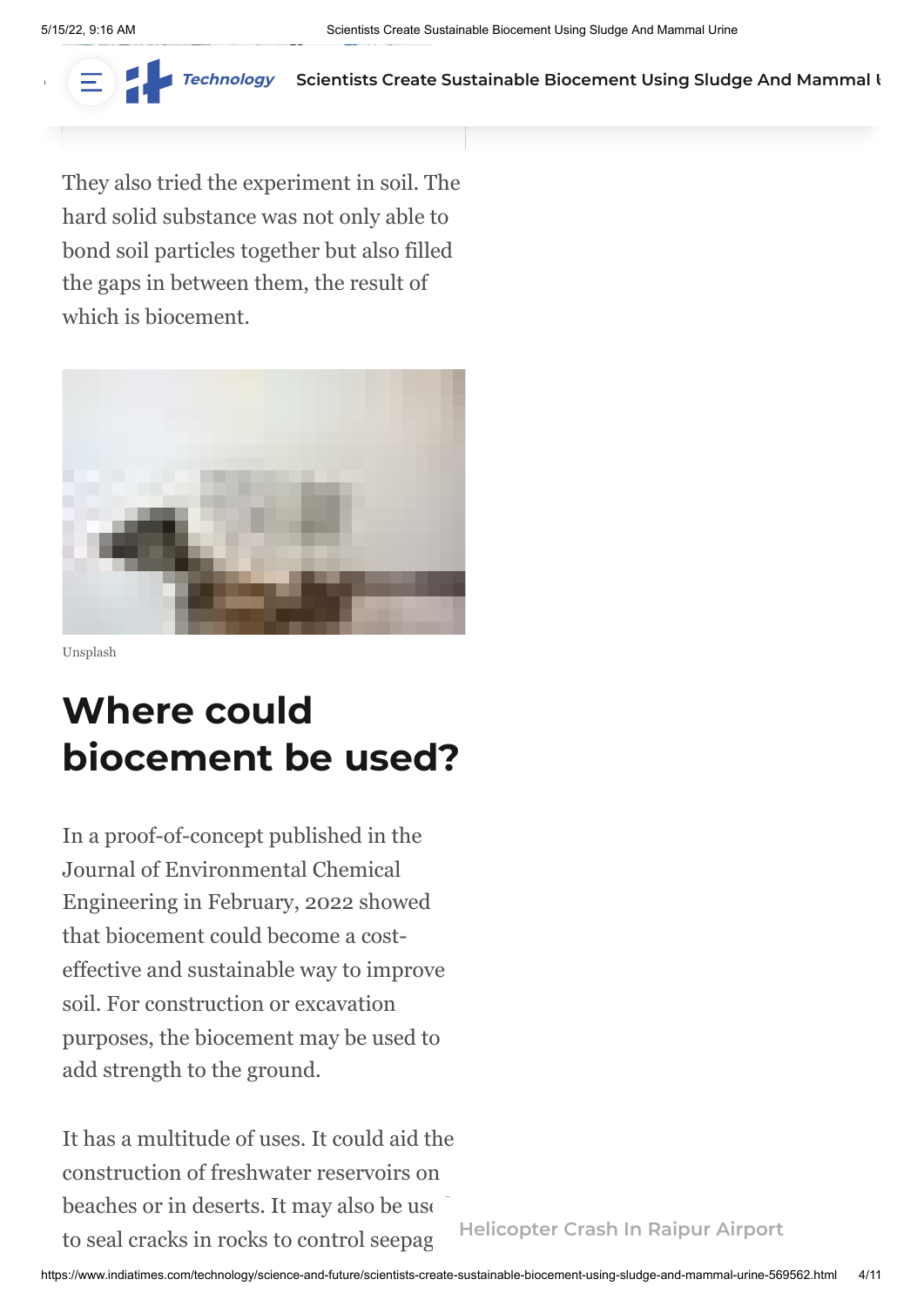They also tried the experiment in soil. The hard solid substance was not only able to bond soil particles together but also filled the gaps in between them, the result of which is biocement.

Unsplash

## Where could biocement be used?

In a proof-of-concept published in the Journal of Environmental Chemical Engineering in February, 2022 showed that biocement could become a cost-effective and sustainable way to improve soil. For construction or excavation purposes, the biocement may be used to add strength to the ground.

It has a multitude of uses. It could aid the construction of freshwater reservoirs on beaches or in deserts. It may also be use to seal cracks in rocks to control seepag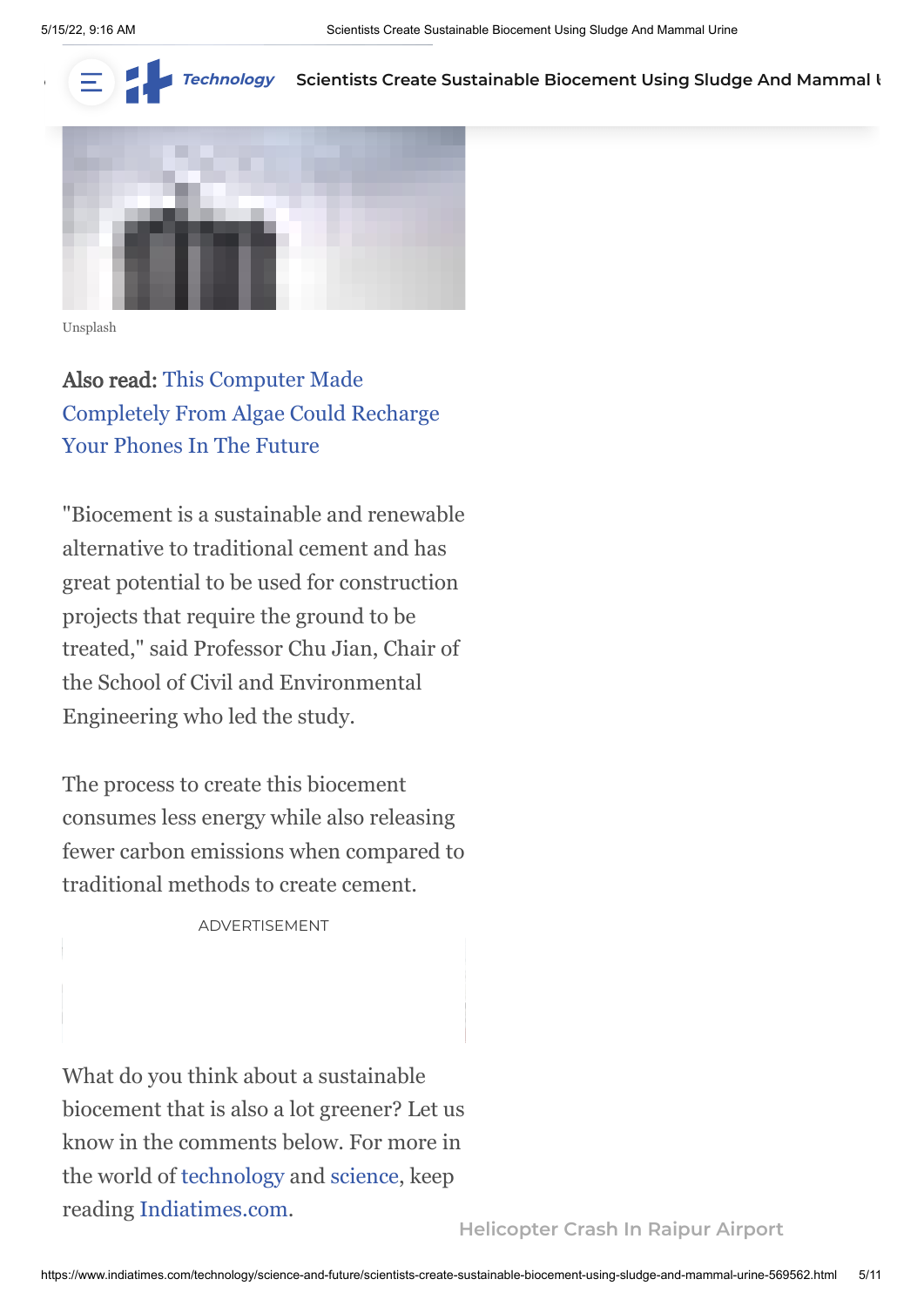Unsplash

Also read: This Computer Made Completely From Algae Could Recharge Your Phones In The Future

"Biocement is a sustainable and renewable alternative to traditional cement and has great potential to be used for construction projects that require the ground to be treated," said Professor Chu Jian, Chair of the School of Civil and Environmental Engineering who led the study.

The process to create this biocement consumes less energy while also releasing fewer carbon emissions when compared to traditional methods to create cement.

What do you think about a sustainable biocement that is also a lot greener? Let us know in the comments below. For more in the world of technology and science, keep reading Indiatimes.com.